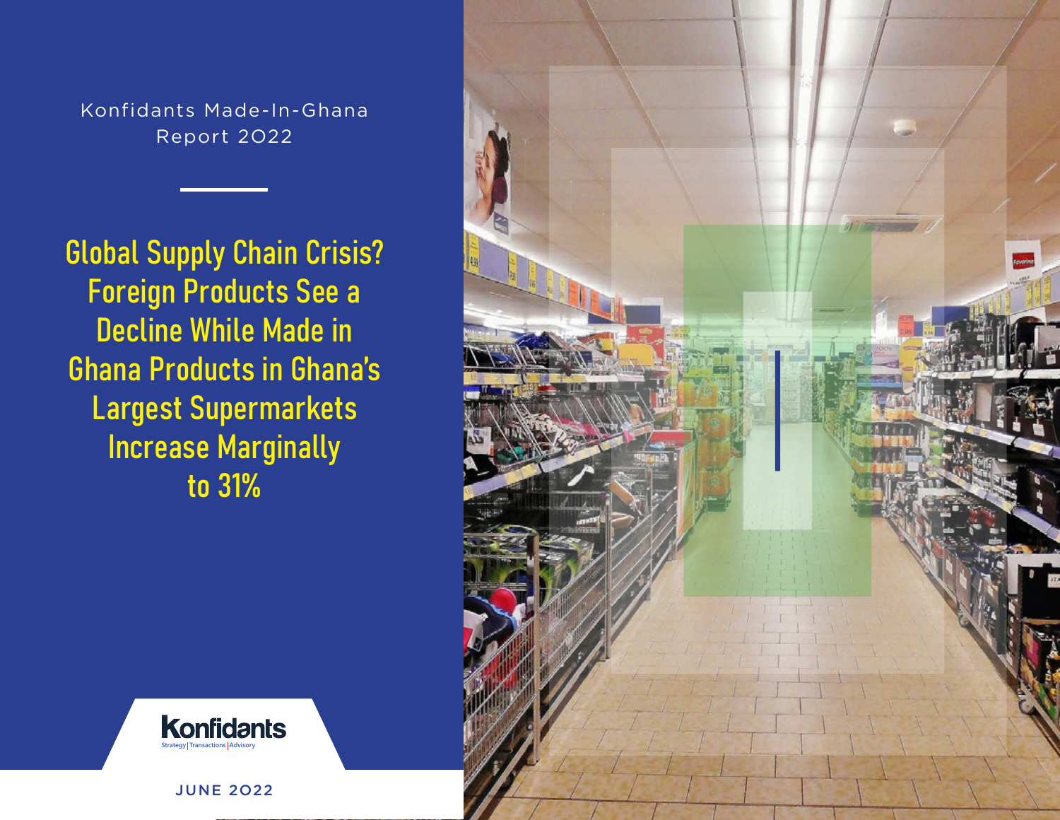Konfidants Made-In-Ghana Report 2022

# Global Supply Chain Crisis? Foreign Products See a Decline While Made in Ghana Products in Ghana's Largest Supermarkets Increase Marginally to 31%

Konfidants

Strategy | Transactions | Advisory

JUNE 2022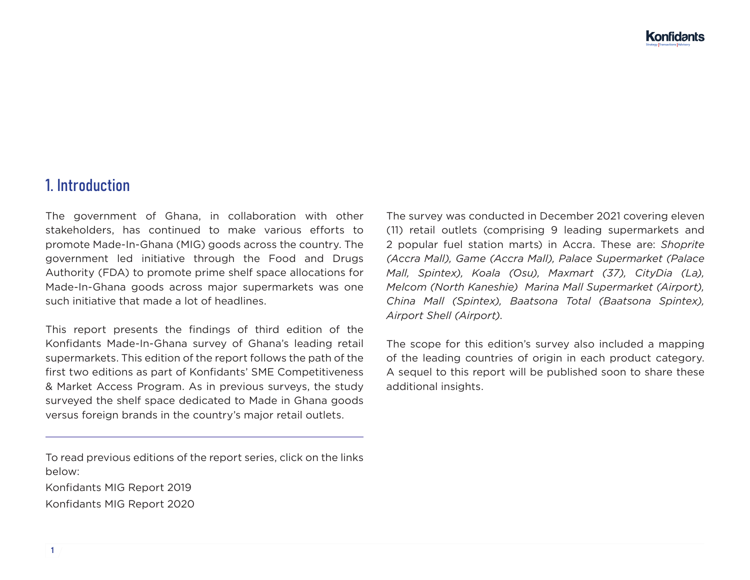## 1. Introduction

The government of Ghana, in collaboration with other stakeholders, has continued to make various efforts to promote Made-In-Ghana (MIG) goods across the country. The government led initiative through the Food and Drugs Authority (FDA) to promote prime shelf space allocations for Made-In-Ghana goods across major supermarkets was one such initiative that made a lot of headlines.

This report presents the findings of third edition of the Konfidants Made-In-Ghana survey of Ghana's leading retail supermarkets. This edition of the report follows the path of the first two editions as part of Konfidants' SME Competitiveness & Market Access Program. As in previous surveys, the study surveyed the shelf space dedicated to Made in Ghana goods versus foreign brands in the country's major retail outlets.

To read previous editions of the report series, click on the links below:

Konfidants MIG Report 2019

Konfidants MIG Report 2020

The survey was conducted in December 2021 covering eleven (11) retail outlets (comprising 9 leading supermarkets and 2 popular fuel station marts) in Accra. These are: *Shoprite (Accra Mall), Game (Accra Mall), Palace Supermarket (Palace Mall, Spintex), Koala (Osu), Maxmart (37), CityDia (La), Melcom (North Kaneshie) Marina Mall Supermarket (Airport), China Mall (Spintex), Baatsona Total (Baatsona Spintex), Airport Shell (Airport)*.

The scope for this edition's survey also included a mapping of the leading countries of origin in each product category. A sequel to this report will be published soon to share these additional insights.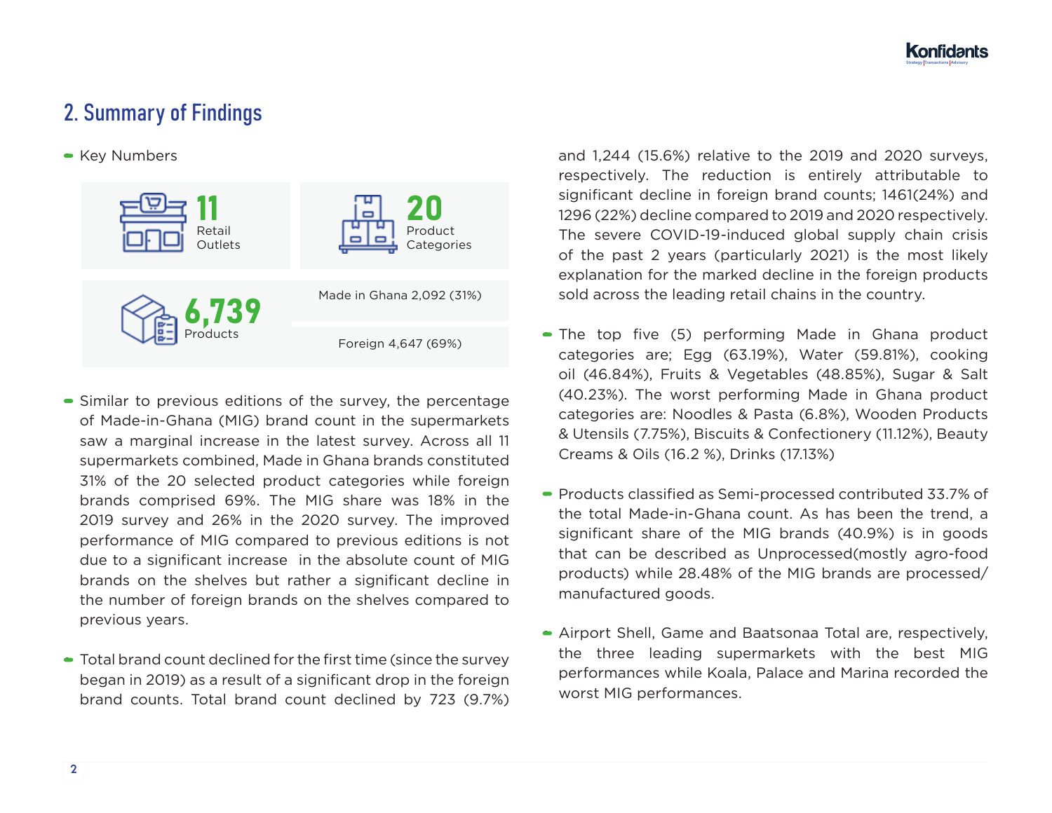## 2. Summary of Findings

- Key Numbers

**11** Retail Outlets

**20** Product Categories

**6,739** Products

Made in Ghana 2,092 (31%)

Foreign 4,647 (69%)

- Similar to previous editions of the survey, the percentage of Made-in-Ghana (MIG) brand count in the supermarkets saw a marginal increase in the latest survey. Across all 11 supermarkets combined, Made in Ghana brands constituted 31% of the 20 selected product categories while foreign brands comprised 69%. The MIG share was 18% in the 2019 survey and 26% in the 2020 survey. The improved performance of MIG compared to previous editions is not due to a significant increase in the absolute count of MIG brands on the shelves but rather a significant decline in the number of foreign brands on the shelves compared to previous years.

- Total brand count declined for the first time (since the survey began in 2019) as a result of a significant drop in the foreign brand counts. Total brand count declined by 723 (9.7%) and 1,244 (15.6%) relative to the 2019 and 2020 surveys, respectively. The reduction is entirely attributable to significant decline in foreign brand counts; 1461(24%) and 1296 (22%) decline compared to 2019 and 2020 respectively. The severe COVID-19-induced global supply chain crisis of the past 2 years (particularly 2021) is the most likely explanation for the marked decline in the foreign products sold across the leading retail chains in the country.

- The top five (5) performing Made in Ghana product categories are; Egg (63.19%), Water (59.81%), cooking oil (46.84%), Fruits & Vegetables (48.85%), Sugar & Salt (40.23%). The worst performing Made in Ghana product categories are: Noodles & Pasta (6.8%), Wooden Products & Utensils (7.75%), Biscuits & Confectionery (11.12%), Beauty Creams & Oils (16.2 %), Drinks (17.13%)

- Products classified as Semi-processed contributed 33.7% of the total Made-in-Ghana count. As has been the trend, a significant share of the MIG brands (40.9%) is in goods that can be described as Unprocessed(mostly agro-food products) while 28.48% of the MIG brands are processed/manufactured goods.

- Airport Shell, Game and Baatsonaa Total are, respectively, the three leading supermarkets with the best MIG performances while Koala, Palace and Marina recorded the worst MIG performances.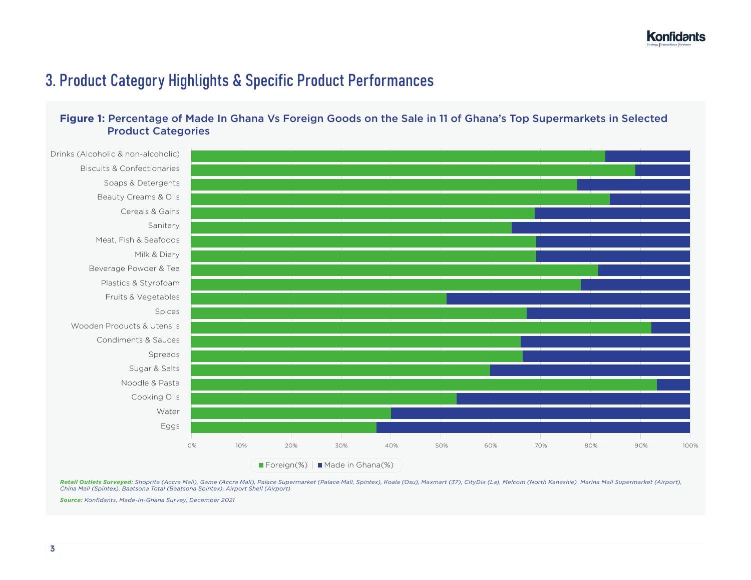# 3. Product Category Highlights & Specific Product Performances

**Figure 1:** Percentage of Made In Ghana Vs Foreign Goods on the Sale in 11 of Ghana's Top Supermarkets in Selected Product Categories

Drinks (Alcoholic & non-alcoholic)
Biscuits & Confectionaries
Soaps & Detergents
Beauty Creams & Oils
Cereals & Gains
Sanitary
Meat, Fish & Seafoods
Milk & Diary
Beverage Powder & Tea
Plastics & Styrofoam
Fruits & Vegetables
Spices
Wooden Products & Utensils
Condiments & Sauces
Spreads
Sugar & Salts
Noodle & Pasta
Cooking Oils
Water
Eggs

0% 10% 20% 30% 40% 50% 60% 70% 80% 90% 100%

Foreign(%) | Made in Ghana(%)

***Retail Outlets Surveyed:*** *Shoprite (Accra Mall), Game (Accra Mall), Palace Supermarket (Palace Mall, Spintex), Koala (Osu), Maxmart (37), CityDia (La), Melcom (North Kaneshie) Marina Mall Supermarket (Airport), China Mall (Spintex), Baatsona Total (Baatsona Spintex), Airport Shell (Airport)*

***Source:*** *Konfidants, Made-In-Ghana Survey, December 2021*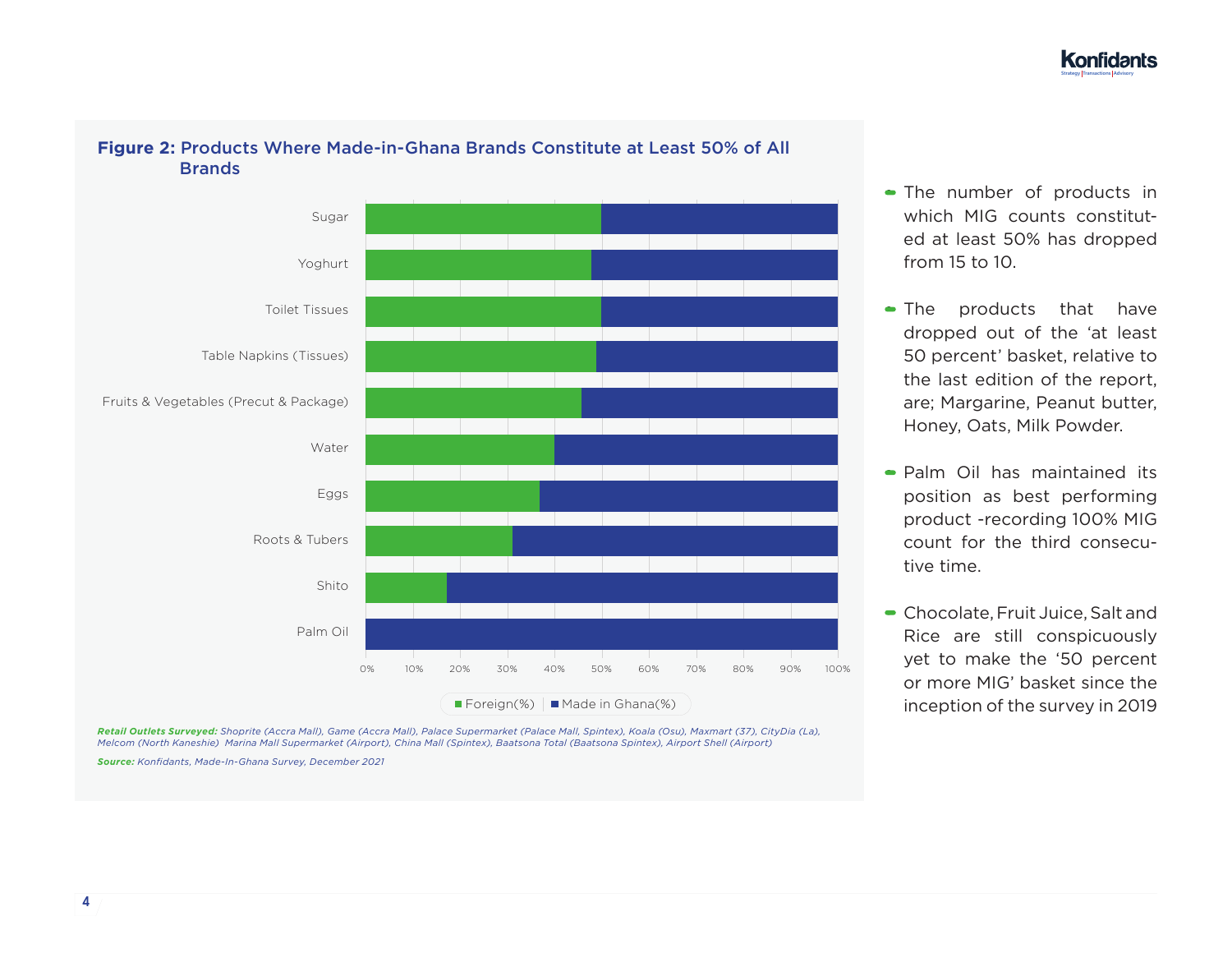**Figure 2:** Products Where Made-in-Ghana Brands Constitute at Least 50% of All Brands

Sugar
Yoghurt
Toilet Tissues
Table Napkins (Tissues)
Fruits & Vegetables (Precut & Package)
Water
Eggs
Roots & Tubers
Shito
Palm Oil

0% 10% 20% 30% 40% 50% 60% 70% 80% 90% 100%

Foreign(%) | Made in Ghana(%)

***Retail Outlets Surveyed:*** *Shoprite (Accra Mall), Game (Accra Mall), Palace Supermarket (Palace Mall, Spintex), Koala (Osu), Maxmart (37), CityDia (La), Melcom (North Kaneshie) Marina Mall Supermarket (Airport), China Mall (Spintex), Baatsona Total (Baatsona Spintex), Airport Shell (Airport)*

***Source:*** *Konfidants, Made-In-Ghana Survey, December 2021*

- The number of products in which MIG counts constituted at least 50% has dropped from 15 to 10.
- The products that have dropped out of the 'at least 50 percent' basket, relative to the last edition of the report, are; Margarine, Peanut butter, Honey, Oats, Milk Powder.
- Palm Oil has maintained its position as best performing product -recording 100% MIG count for the third consecutive time.
- Chocolate, Fruit Juice, Salt and Rice are still conspicuously yet to make the '50 percent or more MIG' basket since the inception of the survey in 2019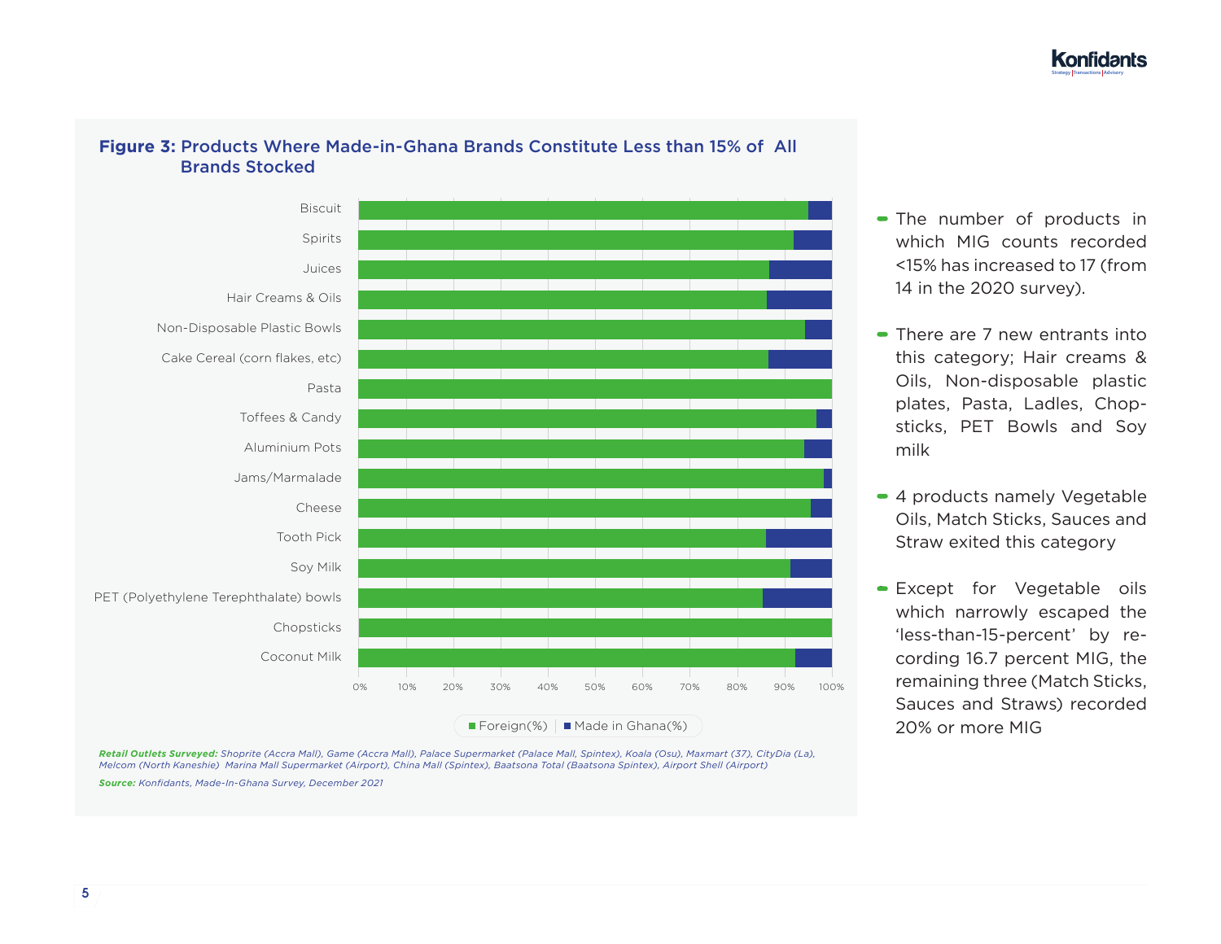**Figure 3:** Products Where Made-in-Ghana Brands Constitute Less than 15% of All Brands Stocked

Biscuit
Spirits
Juices
Hair Creams & Oils
Non-Disposable Plastic Bowls
Cake Cereal (corn flakes, etc)
Pasta
Toffees & Candy
Aluminium Pots
Jams/Marmalade
Cheese
Tooth Pick
Soy Milk
PET (Polyethylene Terephthalate) bowls
Chopsticks
Coconut Milk

0% 10% 20% 30% 40% 50% 60% 70% 80% 90% 100%

Foreign(%) | Made in Ghana(%)

***Retail Outlets Surveyed:*** *Shoprite (Accra Mall), Game (Accra Mall), Palace Supermarket (Palace Mall, Spintex), Koala (Osu), Maxmart (37), CityDia (La), Melcom (North Kaneshie) Marina Mall Supermarket (Airport), China Mall (Spintex), Baatsona Total (Baatsona Spintex), Airport Shell (Airport)*

***Source:*** *Konfidants, Made-In-Ghana Survey, December 2021*

- The number of products in which MIG counts recorded <15% has increased to 17 (from 14 in the 2020 survey).
- There are 7 new entrants into this category; Hair creams & Oils, Non-disposable plastic plates, Pasta, Ladles, Chopsticks, PET Bowls and Soy milk
- 4 products namely Vegetable Oils, Match Sticks, Sauces and Straw exited this category
- Except for Vegetable oils which narrowly escaped the 'less-than-15-percent' by recording 16.7 percent MIG, the remaining three (Match Sticks, Sauces and Straws) recorded 20% or more MIG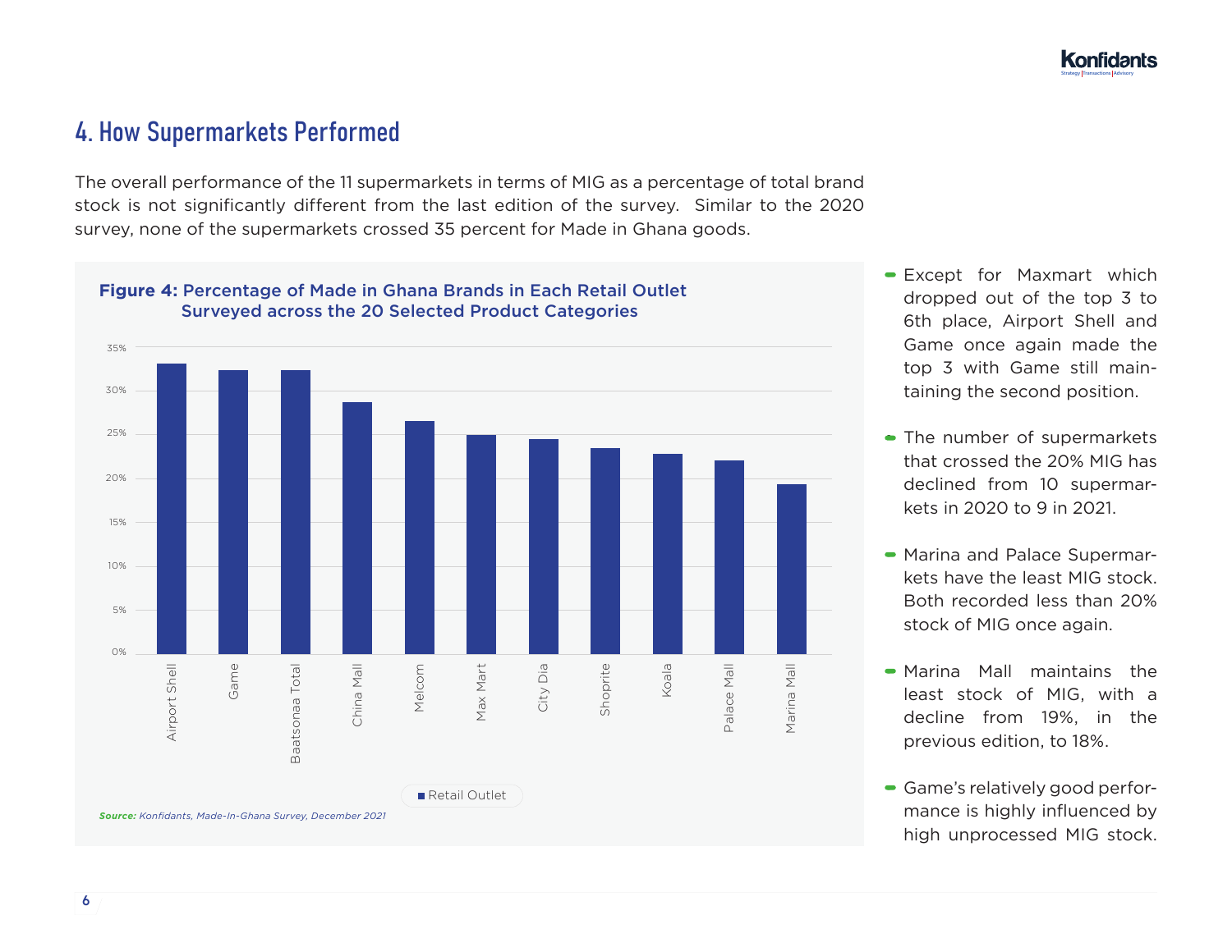# 4. How Supermarkets Performed

The overall performance of the 11 supermarkets in terms of MIG as a percentage of total brand stock is not significantly different from the last edition of the survey. Similar to the 2020 survey, none of the supermarkets crossed 35 percent for Made in Ghana goods.

**Figure 4:** Percentage of Made in Ghana Brands in Each Retail Outlet Surveyed across the 20 Selected Product Categories

35%
30%
25%
20%
15%
10%
5%
0%

Airport Shell
Game
Baatsonaa Total
China Mall
Melcom
Max Mart
City Dia
Shoprite
Koala
Palace Mall
Marina Mall

Retail Outlet

***Source:** Konfidants, Made-In-Ghana Survey, December 2021*

- Except for Maxmart which dropped out of the top 3 to 6th place, Airport Shell and Game once again made the top 3 with Game still maintaining the second position.
- The number of supermarkets that crossed the 20% MIG has declined from 10 supermarkets in 2020 to 9 in 2021.
- Marina and Palace Supermarkets have the least MIG stock. Both recorded less than 20% stock of MIG once again.
- Marina Mall maintains the least stock of MIG, with a decline from 19%, in the previous edition, to 18%.
- Game's relatively good performance is highly influenced by high unprocessed MIG stock.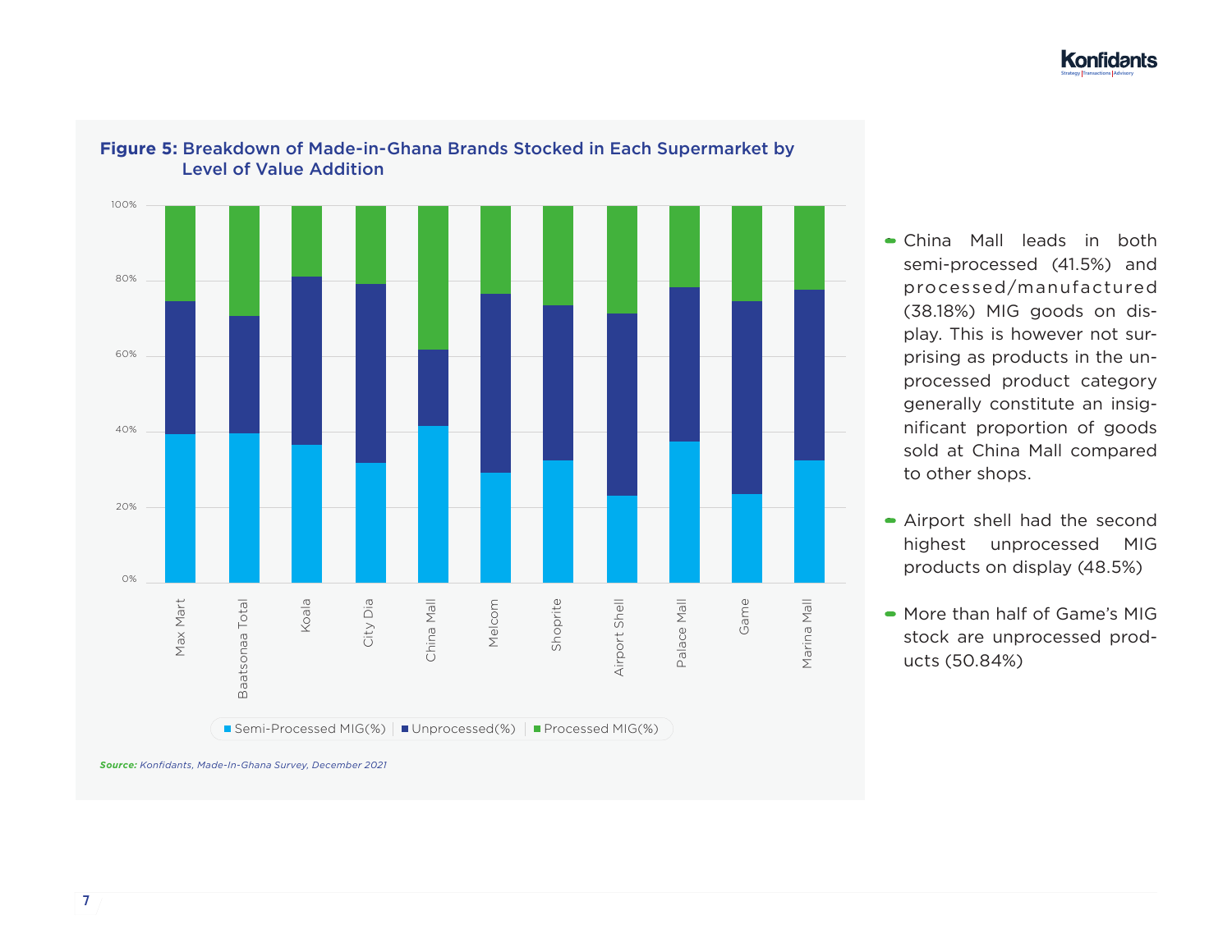**Figure 5:** Breakdown of Made-in-Ghana Brands Stocked in Each Supermarket by Level of Value Addition

100%
80%
60%
40%
20%
0%

Max Mart
Baatsonaa Total
Koala
City Dia
China Mall
Melcom
Shoprite
Airport Shell
Palace Mall
Game
Marina Mall

Semi-Processed MIG(%) | Unprocessed(%) | Processed MIG(%)

***Source:*** *Konfidants, Made-In-Ghana Survey, December 2021*

- China Mall leads in both semi-processed (41.5%) and processed/manufactured (38.18%) MIG goods on display. This is however not surprising as products in the unprocessed product category generally constitute an insignificant proportion of goods sold at China Mall compared to other shops.
- Airport shell had the second highest unprocessed MIG products on display (48.5%)
- More than half of Game's MIG stock are unprocessed products (50.84%)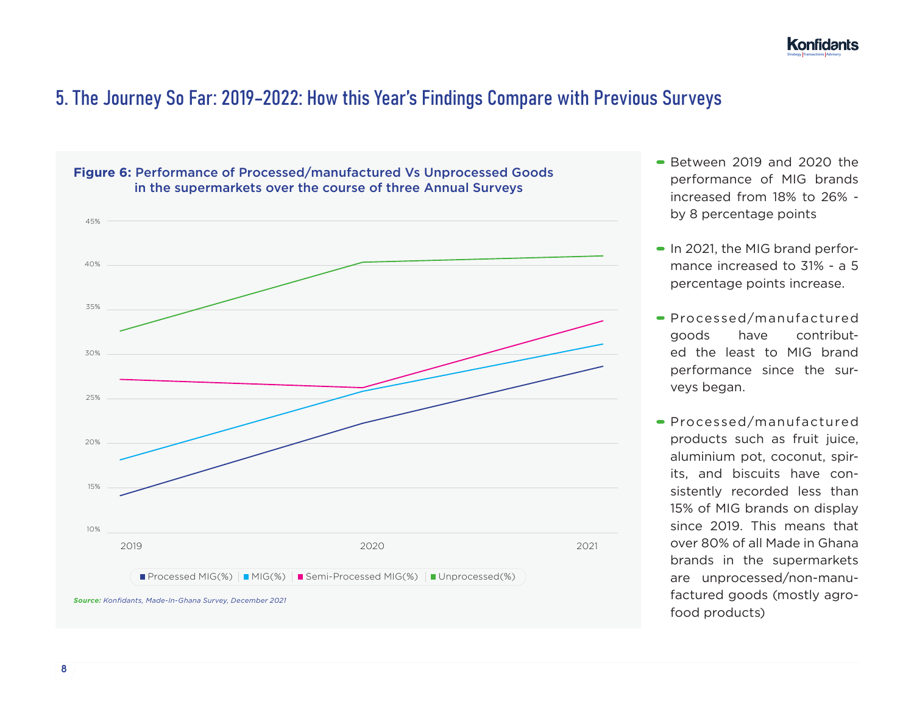# 5. The Journey So Far: 2019-2022: How this Year's Findings Compare with Previous Surveys

**Figure 6:** Performance of Processed/manufactured Vs Unprocessed Goods in the supermarkets over the course of three Annual Surveys

45%
40%
35%
30%
25%
20%
15%
10%

2019
2020
2021

Processed MIG(%) | MIG(%) | Semi-Processed MIG(%) | Unprocessed(%)

***Source:*** *Konfidants, Made-In-Ghana Survey, December 2021*

- Between 2019 and 2020 the performance of MIG brands increased from 18% to 26% - by 8 percentage points
- In 2021, the MIG brand performance increased to 31% - a 5 percentage points increase.
- Processed/manufactured goods have contributed the least to MIG brand performance since the surveys began.
- Processed/manufactured products such as fruit juice, aluminium pot, coconut, spirits, and biscuits have consistently recorded less than 15% of MIG brands on display since 2019. This means that over 80% of all Made in Ghana brands in the supermarkets are unprocessed/non-manufactured goods (mostly agro-food products)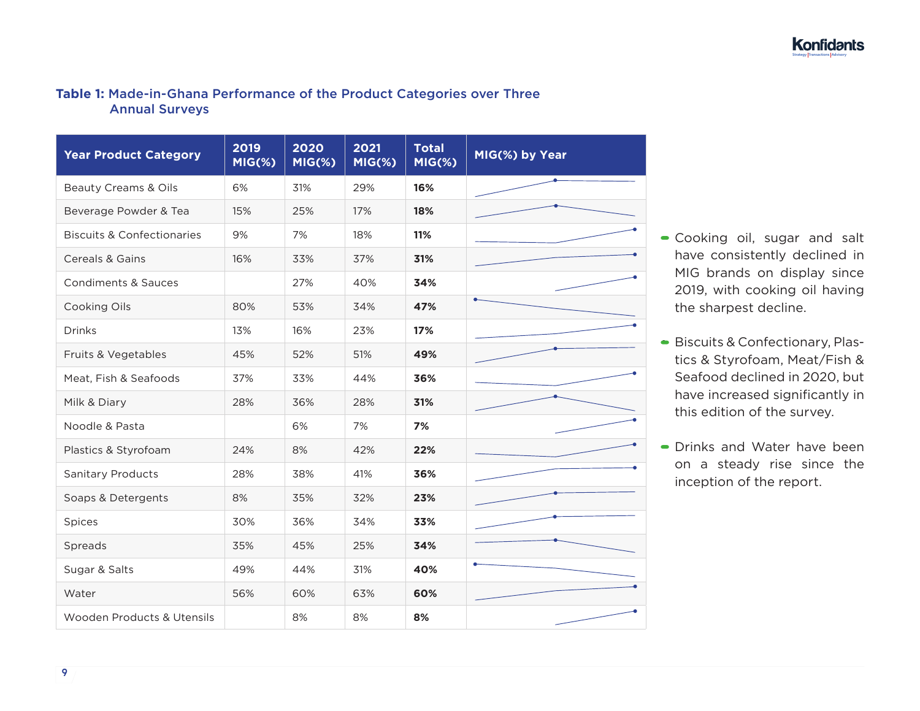**Table 1: Made-in-Ghana Performance of the Product Categories over Three Annual Surveys**

| Year Product Category | 2019 MIG(%) | 2020 MIG(%) | 2021 MIG(%) | Total MIG(%) | MIG(%) by Year |
|---|---|---|---|---|---|
| Beauty Creams & Oils | 6% | 31% | 29% | **16%** | |
| Beverage Powder & Tea | 15% | 25% | 17% | **18%** | |
| Biscuits & Confectionaries | 9% | 7% | 18% | **11%** | |
| Cereals & Gains | 16% | 33% | 37% | **31%** | |
| Condiments & Sauces | | 27% | 40% | **34%** | |
| Cooking Oils | 80% | 53% | 34% | **47%** | |
| Drinks | 13% | 16% | 23% | **17%** | |
| Fruits & Vegetables | 45% | 52% | 51% | **49%** | |
| Meat, Fish & Seafoods | 37% | 33% | 44% | **36%** | |
| Milk & Diary | 28% | 36% | 28% | **31%** | |
| Noodle & Pasta | | 6% | 7% | **7%** | |
| Plastics & Styrofoam | 24% | 8% | 42% | **22%** | |
| Sanitary Products | 28% | 38% | 41% | **36%** | |
| Soaps & Detergents | 8% | 35% | 32% | **23%** | |
| Spices | 30% | 36% | 34% | **33%** | |
| Spreads | 35% | 45% | 25% | **34%** | |
| Sugar & Salts | 49% | 44% | 31% | **40%** | |
| Water | 56% | 60% | 63% | **60%** | |
| Wooden Products & Utensils | | 8% | 8% | **8%** | |

- Cooking oil, sugar and salt have consistently declined in MIG brands on display since 2019, with cooking oil having the sharpest decline.
- Biscuits & Confectionary, Plastics & Styrofoam, Meat/Fish & Seafood declined in 2020, but have increased significantly in this edition of the survey.
- Drinks and Water have been on a steady rise since the inception of the report.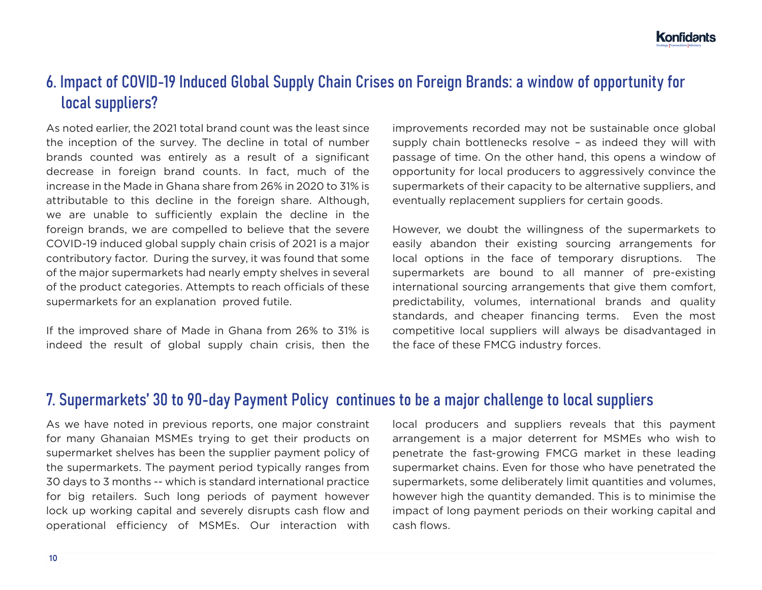## 6. Impact of COVID-19 Induced Global Supply Chain Crises on Foreign Brands: a window of opportunity for local suppliers?

As noted earlier, the 2021 total brand count was the least since the inception of the survey. The decline in total of number brands counted was entirely as a result of a significant decrease in foreign brand counts. In fact, much of the increase in the Made in Ghana share from 26% in 2020 to 31% is attributable to this decline in the foreign share. Although, we are unable to sufficiently explain the decline in the foreign brands, we are compelled to believe that the severe COVID-19 induced global supply chain crisis of 2021 is a major contributory factor. During the survey, it was found that some of the major supermarkets had nearly empty shelves in several of the product categories. Attempts to reach officials of these supermarkets for an explanation proved futile.

If the improved share of Made in Ghana from 26% to 31% is indeed the result of global supply chain crisis, then the improvements recorded may not be sustainable once global supply chain bottlenecks resolve – as indeed they will with passage of time. On the other hand, this opens a window of opportunity for local producers to aggressively convince the supermarkets of their capacity to be alternative suppliers, and eventually replacement suppliers for certain goods.

However, we doubt the willingness of the supermarkets to easily abandon their existing sourcing arrangements for local options in the face of temporary disruptions. The supermarkets are bound to all manner of pre-existing international sourcing arrangements that give them comfort, predictability, volumes, international brands and quality standards, and cheaper financing terms. Even the most competitive local suppliers will always be disadvantaged in the face of these FMCG industry forces.

## 7. Supermarkets' 30 to 90-day Payment Policy continues to be a major challenge to local suppliers

As we have noted in previous reports, one major constraint for many Ghanaian MSMEs trying to get their products on supermarket shelves has been the supplier payment policy of the supermarkets. The payment period typically ranges from 30 days to 3 months -- which is standard international practice for big retailers. Such long periods of payment however lock up working capital and severely disrupts cash flow and operational efficiency of MSMEs. Our interaction with local producers and suppliers reveals that this payment arrangement is a major deterrent for MSMEs who wish to penetrate the fast-growing FMCG market in these leading supermarket chains. Even for those who have penetrated the supermarkets, some deliberately limit quantities and volumes, however high the quantity demanded. This is to minimise the impact of long payment periods on their working capital and cash flows.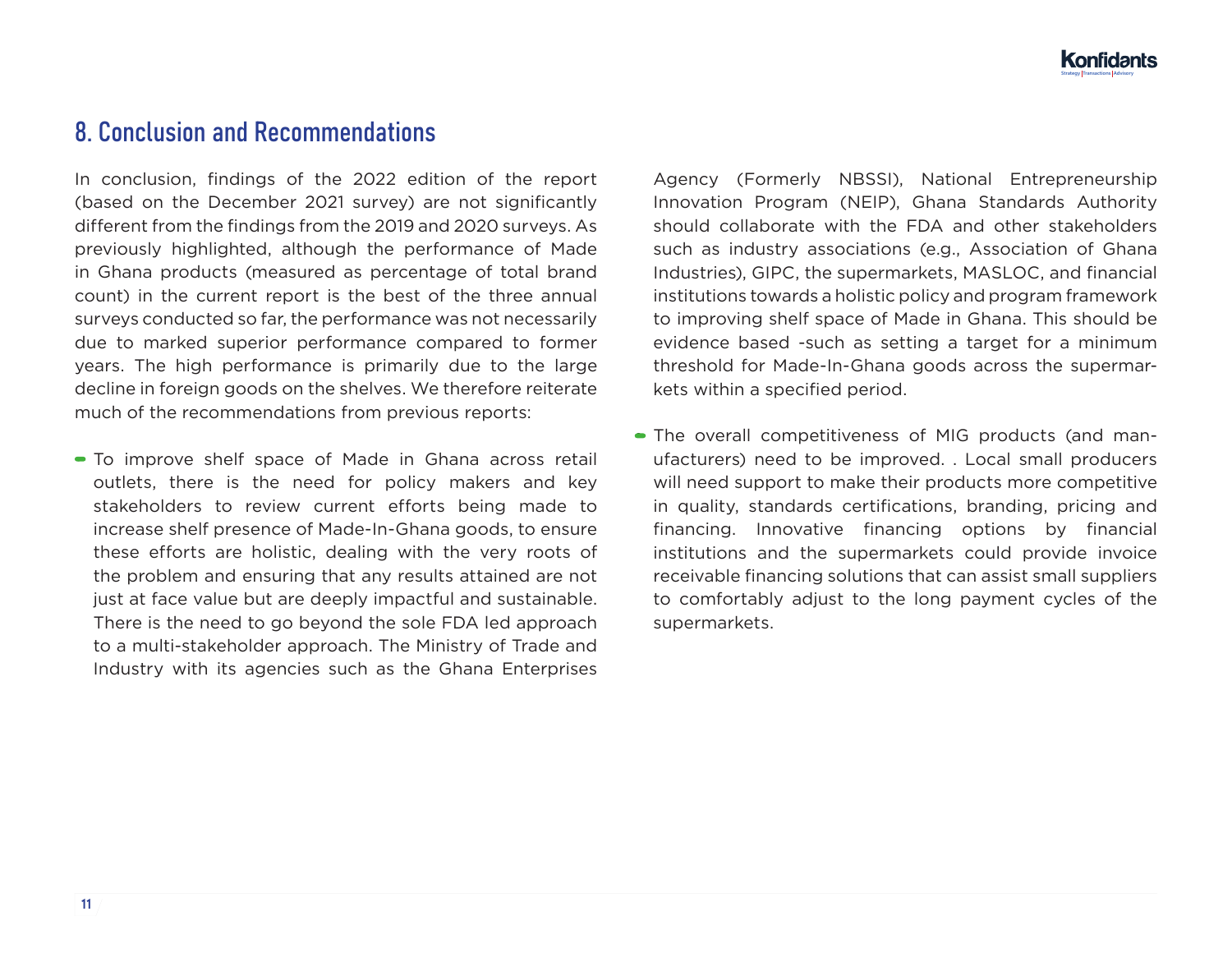## 8. Conclusion and Recommendations

In conclusion, findings of the 2022 edition of the report (based on the December 2021 survey) are not significantly different from the findings from the 2019 and 2020 surveys. As previously highlighted, although the performance of Made in Ghana products (measured as percentage of total brand count) in the current report is the best of the three annual surveys conducted so far, the performance was not necessarily due to marked superior performance compared to former years. The high performance is primarily due to the large decline in foreign goods on the shelves. We therefore reiterate much of the recommendations from previous reports:

- To improve shelf space of Made in Ghana across retail outlets, there is the need for policy makers and key stakeholders to review current efforts being made to increase shelf presence of Made-In-Ghana goods, to ensure these efforts are holistic, dealing with the very roots of the problem and ensuring that any results attained are not just at face value but are deeply impactful and sustainable. There is the need to go beyond the sole FDA led approach to a multi-stakeholder approach. The Ministry of Trade and Industry with its agencies such as the Ghana Enterprises Agency (Formerly NBSSI), National Entrepreneurship Innovation Program (NEIP), Ghana Standards Authority should collaborate with the FDA and other stakeholders such as industry associations (e.g., Association of Ghana Industries), GIPC, the supermarkets, MASLOC, and financial institutions towards a holistic policy and program framework to improving shelf space of Made in Ghana. This should be evidence based -such as setting a target for a minimum threshold for Made-In-Ghana goods across the supermarkets within a specified period.
- The overall competitiveness of MIG products (and manufacturers) need to be improved. . Local small producers will need support to make their products more competitive in quality, standards certifications, branding, pricing and financing. Innovative financing options by financial institutions and the supermarkets could provide invoice receivable financing solutions that can assist small suppliers to comfortably adjust to the long payment cycles of the supermarkets.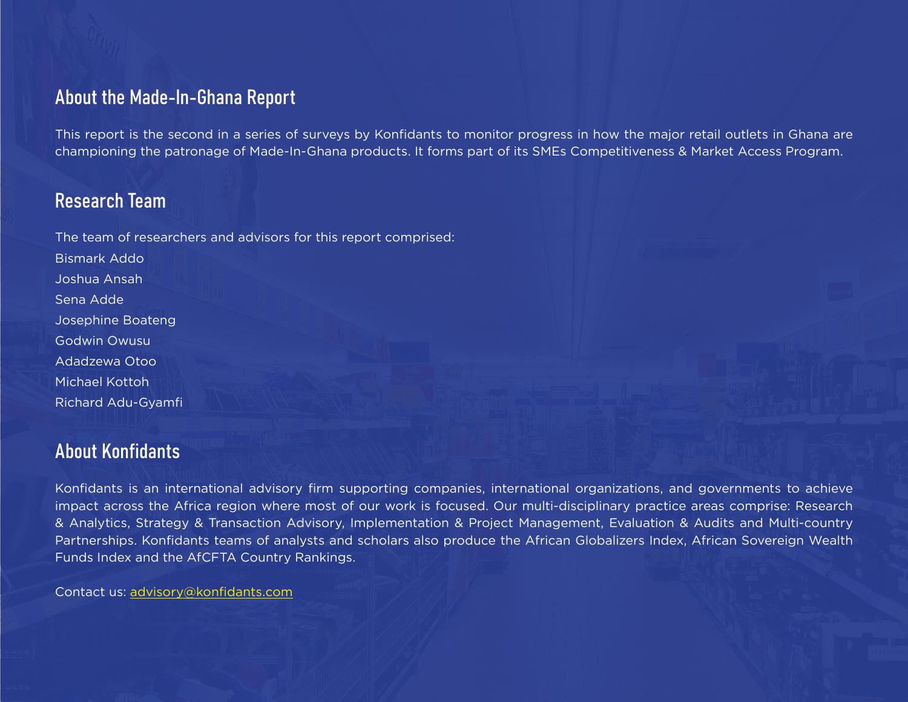## About the Made-In-Ghana Report

This report is the second in a series of surveys by Konfidants to monitor progress in how the major retail outlets in Ghana are championing the patronage of Made-In-Ghana products. It forms part of its SMEs Competitiveness & Market Access Program.

## Research Team

The team of researchers and advisors for this report comprised:

Bismark Addo  
Joshua Ansah  
Sena Adde  
Josephine Boateng  
Godwin Owusu  
Adadzewa Otoo  
Michael Kottoh  
Richard Adu-Gyamfi

## About Konfidants

Konfidants is an international advisory firm supporting companies, international organizations, and governments to achieve impact across the Africa region where most of our work is focused. Our multi-disciplinary practice areas comprise: Research & Analytics, Strategy & Transaction Advisory, Implementation & Project Management, Evaluation & Audits and Multi-country Partnerships. Konfidants teams of analysts and scholars also produce the African Globalizers Index, African Sovereign Wealth Funds Index and the AfCFTA Country Rankings.

Contact us: advisory@konfidants.com